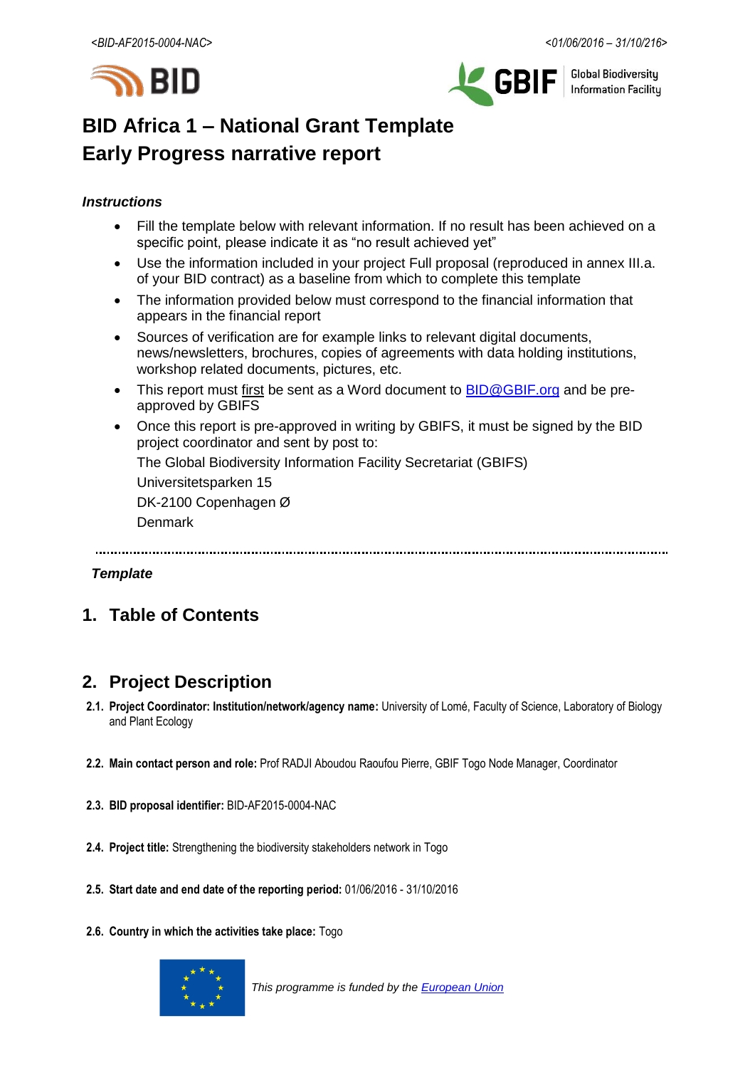# BID Africa 1 – National Grant Template
# Early Progress narrative report

***Instructions***

- Fill the template below with relevant information. If no result has been achieved on a specific point, please indicate it as "no result achieved yet"
- Use the information included in your project Full proposal (reproduced in annex III.a. of your BID contract) as a baseline from which to complete this template
- The information provided below must correspond to the financial information that appears in the financial report
- Sources of verification are for example links to relevant digital documents, news/newsletters, brochures, copies of agreements with data holding institutions, workshop related documents, pictures, etc.
- This report must first be sent as a Word document to BID@GBIF.org and be pre-approved by GBIFS
- Once this report is pre-approved in writing by GBIFS, it must be signed by the BID project coordinator and sent by post to:

  The Global Biodiversity Information Facility Secretariat (GBIFS)

  Universitetsparken 15

  DK-2100 Copenhagen Ø

  Denmark

***Template***

## 1. Table of Contents

## 2. Project Description

**2.1. Project Coordinator: Institution/network/agency name:** University of Lomé, Faculty of Science, Laboratory of Biology and Plant Ecology

**2.2. Main contact person and role:** Prof RADJI Aboudou Raoufou Pierre, GBIF Togo Node Manager, Coordinator

**2.3. BID proposal identifier:** BID-AF2015-0004-NAC

**2.4. Project title:** Strengthening the biodiversity stakeholders network in Togo

**2.5. Start date and end date of the reporting period:** 01/06/2016 - 31/10/2016

**2.6. Country in which the activities take place:** Togo

*This programme is funded by the European Union*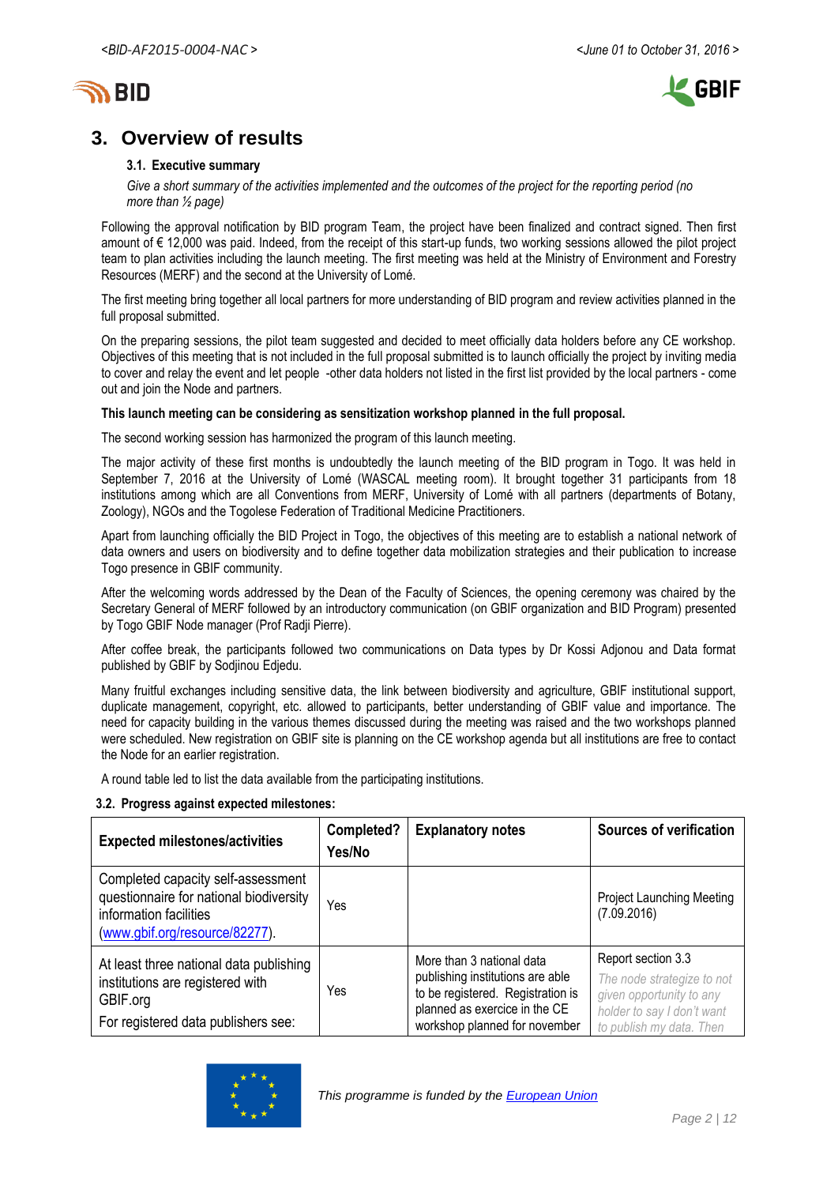## 3. Overview of results

### 3.1. Executive summary

*Give a short summary of the activities implemented and the outcomes of the project for the reporting period (no more than ½ page)*

Following the approval notification by BID program Team, the project have been finalized and contract signed. Then first amount of € 12,000 was paid. Indeed, from the receipt of this start-up funds, two working sessions allowed the pilot project team to plan activities including the launch meeting. The first meeting was held at the Ministry of Environment and Forestry Resources (MERF) and the second at the University of Lomé.

The first meeting bring together all local partners for more understanding of BID program and review activities planned in the full proposal submitted.

On the preparing sessions, the pilot team suggested and decided to meet officially data holders before any CE workshop. Objectives of this meeting that is not included in the full proposal submitted is to launch officially the project by inviting media to cover and relay the event and let people -other data holders not listed in the first list provided by the local partners - come out and join the Node and partners.

**This launch meeting can be considering as sensitization workshop planned in the full proposal.**

The second working session has harmonized the program of this launch meeting.

The major activity of these first months is undoubtedly the launch meeting of the BID program in Togo. It was held in September 7, 2016 at the University of Lomé (WASCAL meeting room). It brought together 31 participants from 18 institutions among which are all Conventions from MERF, University of Lomé with all partners (departments of Botany, Zoology), NGOs and the Togolese Federation of Traditional Medicine Practitioners.

Apart from launching officially the BID Project in Togo, the objectives of this meeting are to establish a national network of data owners and users on biodiversity and to define together data mobilization strategies and their publication to increase Togo presence in GBIF community.

After the welcoming words addressed by the Dean of the Faculty of Sciences, the opening ceremony was chaired by the Secretary General of MERF followed by an introductory communication (on GBIF organization and BID Program) presented by Togo GBIF Node manager (Prof Radji Pierre).

After coffee break, the participants followed two communications on Data types by Dr Kossi Adjonou and Data format published by GBIF by Sodjinou Edjedu.

Many fruitful exchanges including sensitive data, the link between biodiversity and agriculture, GBIF institutional support, duplicate management, copyright, etc. allowed to participants, better understanding of GBIF value and importance. The need for capacity building in the various themes discussed during the meeting was raised and the two workshops planned were scheduled. New registration on GBIF site is planning on the CE workshop agenda but all institutions are free to contact the Node for an earlier registration.

A round table led to list the data available from the participating institutions.

### 3.2. Progress against expected milestones:

| Expected milestones/activities | Completed? Yes/No | Explanatory notes | Sources of verification |
|---|---|---|---|
| Completed capacity self-assessment questionnaire for national biodiversity information facilities (www.gbif.org/resource/82277). | Yes | | Project Launching Meeting (7.09.2016) |
| At least three national data publishing institutions are registered with GBIF.org<br>For registered data publishers see: | Yes | More than 3 national data publishing institutions are able to be registered. Registration is planned as exercice in the CE workshop planned for november | Report section 3.3<br>*The node strategize to not given opportunity to any holder to say I don't want to publish my data. Then* |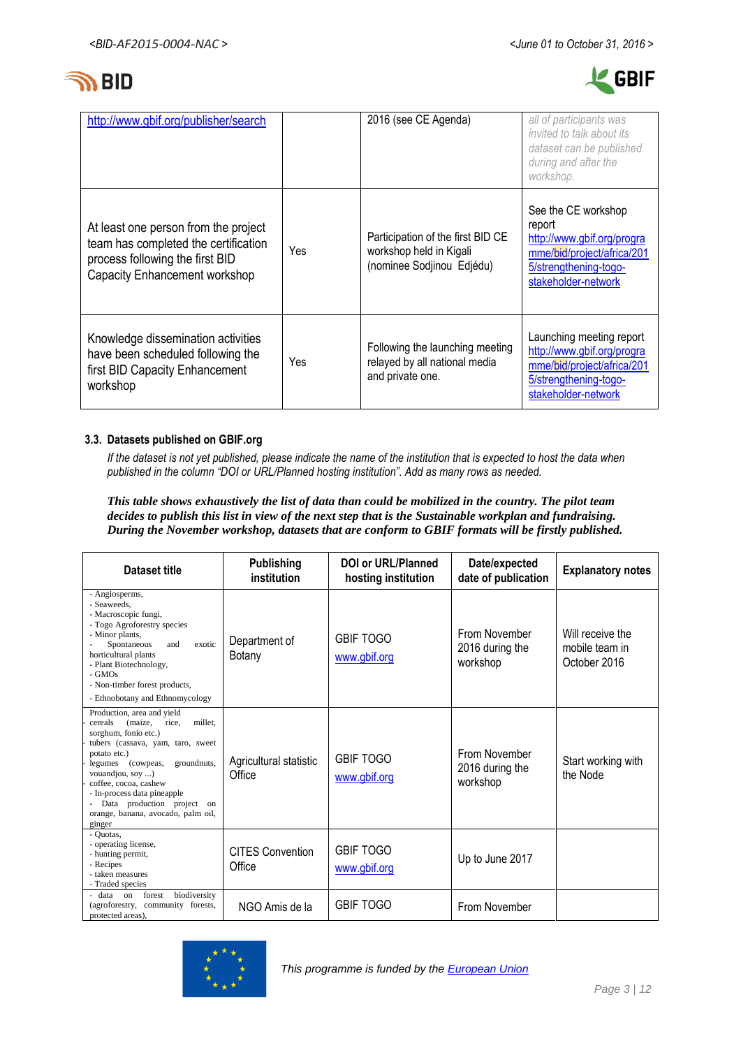| | | | |
|---|---|---|---|
| http://www.gbif.org/publisher/search | | 2016 (see CE Agenda) | *all of participants was invited to talk about its dataset can be published during and after the workshop.* |
| At least one person from the project team has completed the certification process following the first BID Capacity Enhancement workshop | Yes | Participation of the first BID CE workshop held in Kigali (nominee Sodjinou Edjédu) | See the CE workshop report http://www.gbif.org/programme/bid/project/africa/2015/strengthening-togo-stakeholder-network |
| Knowledge dissemination activities have been scheduled following the first BID Capacity Enhancement workshop | Yes | Following the launching meeting relayed by all national media and private one. | Launching meeting report http://www.gbif.org/programme/bid/project/africa/2015/strengthening-togo-stakeholder-network |

### 3.3. Datasets published on GBIF.org

*If the dataset is not yet published, please indicate the name of the institution that is expected to host the data when published in the column "DOI or URL/Planned hosting institution". Add as many rows as needed.*

***This table shows exhaustively the list of data than could be mobilized in the country. The pilot team decides to publish this list in view of the next step that is the Sustainable workplan and fundraising. During the November workshop, datasets that are conform to GBIF formats will be firstly published.***

| Dataset title | Publishing institution | DOI or URL/Planned hosting institution | Date/expected date of publication | Explanatory notes |
|---|---|---|---|---|
| - Angiosperms,<br>- Seaweeds,<br>- Macroscopic fungi,<br>- Togo Agroforestry species<br>- Minor plants,<br>- Spontaneous and exotic horticultural plants<br>- Plant Biotechnology,<br>- GMOs<br>- Non-timber forest products,<br>- Ethnobotany and Ethnomycology | Department of Botany | GBIF TOGO www.gbif.org | From November 2016 during the workshop | Will receive the mobile team in October 2016 |
| Production, area and yield<br>cereals (maize, rice, millet, sorghum, fonio etc.)<br>tubers (cassava, yam, taro, sweet potato etc.)<br>legumes (cowpeas, groundnuts, vouandjou, soy ...)<br>coffee, cocoa, cashew<br>- In-process data pineapple<br>- Data production project on orange, banana, avocado, palm oil, ginger | Agricultural statistic Office | GBIF TOGO www.gbif.org | From November 2016 during the workshop | Start working with the Node |
| - Quotas,<br>- operating license,<br>- hunting permit,<br>- Recipes<br>- taken measures<br>- Traded species | CITES Convention Office | GBIF TOGO www.gbif.org | Up to June 2017 | |
| - data on forest biodiversity (agroforestry, community forests, protected areas), | NGO Amis de la | GBIF TOGO | From November | |

*This programme is funded by the European Union*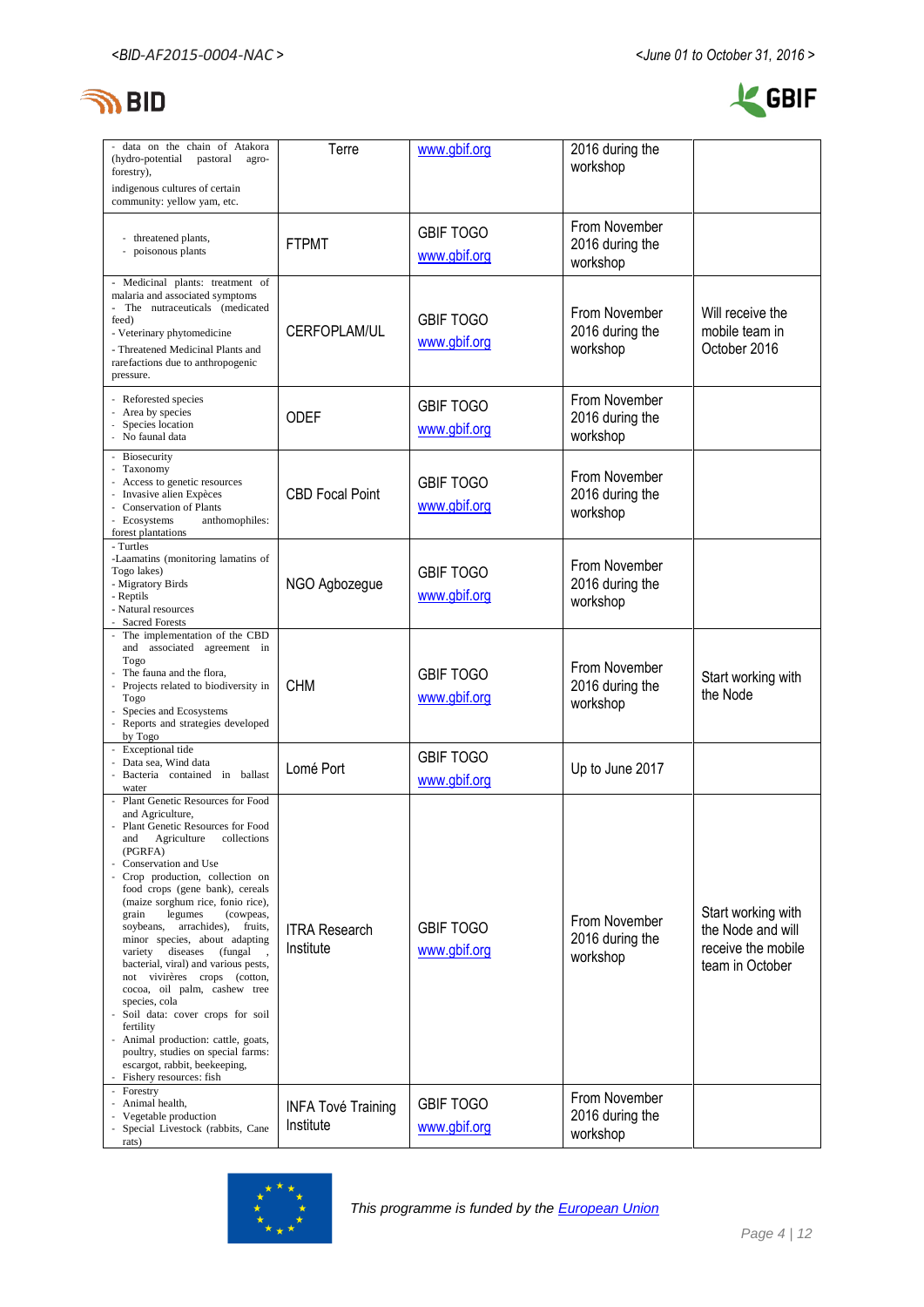| | | | | |
|---|---|---|---|---|
| - data on the chain of Atakora (hydro-potential pastoral agro-forestry),<br>indigenous cultures of certain community: yellow yam, etc. | Terre | www.gbif.org | 2016 during the workshop | |
| - threatened plants,<br>- poisonous plants | FTPMT | GBIF TOGO<br>www.gbif.org | From November 2016 during the workshop | |
| - Medicinal plants: treatment of malaria and associated symptoms<br>- The nutraceuticals (medicated feed)<br>- Veterinary phytomedicine<br>- Threatened Medicinal Plants and rarefactions due to anthropogenic pressure. | CERFOPLAM/UL | GBIF TOGO<br>www.gbif.org | From November 2016 during the workshop | Will receive the mobile team in October 2016 |
| - Reforested species<br>- Area by species<br>- Species location<br>- No faunal data | ODEF | GBIF TOGO<br>www.gbif.org | From November 2016 during the workshop | |
| - Biosecurity<br>- Taxonomy<br>- Access to genetic resources<br>- Invasive alien Expèces<br>- Conservation of Plants<br>- Ecosystems anthomophiles: forest plantations | CBD Focal Point | GBIF TOGO<br>www.gbif.org | From November 2016 during the workshop | |
| - Turtles<br>-Laamatins (monitoring lamatins of Togo lakes)<br>- Migratory Birds<br>- Reptils<br>- Natural resources<br>- Sacred Forests | NGO Agbozegue | GBIF TOGO<br>www.gbif.org | From November 2016 during the workshop | |
| - The implementation of the CBD and associated agreement in Togo<br>- The fauna and the flora,<br>- Projects related to biodiversity in Togo<br>- Species and Ecosystems<br>- Reports and strategies developed by Togo | CHM | GBIF TOGO<br>www.gbif.org | From November 2016 during the workshop | Start working with the Node |
| - Exceptional tide<br>- Data sea, Wind data<br>- Bacteria contained in ballast water | Lomé Port | GBIF TOGO<br>www.gbif.org | Up to June 2017 | |
| - Plant Genetic Resources for Food and Agriculture,<br>- Plant Genetic Resources for Food and Agriculture collections (PGRFA)<br>- Conservation and Use<br>- Crop production, collection on food crops (gene bank), cereals (maize sorghum rice, fonio rice), grain legumes (cowpeas, soybeans, arachides), fruits, minor species, about adapting variety diseases (fungal , bacterial, viral) and various pests, not vivirères crops (cotton, cocoa, oil palm, cashew tree species, cola<br>- Soil data: cover crops for soil fertility<br>- Animal production: cattle, goats, poultry, studies on special farms: escargot, rabbit, beekeeping,<br>- Fishery resources: fish | ITRA Research Institute | GBIF TOGO<br>www.gbif.org | From November 2016 during the workshop | Start working with the Node and will receive the mobile team in October |
| - Forestry<br>- Animal health,<br>- Vegetable production<br>- Special Livestock (rabbits, Cane rats) | INFA Tové Training Institute | GBIF TOGO<br>www.gbif.org | From November 2016 during the workshop | |

*This programme is funded by the European Union*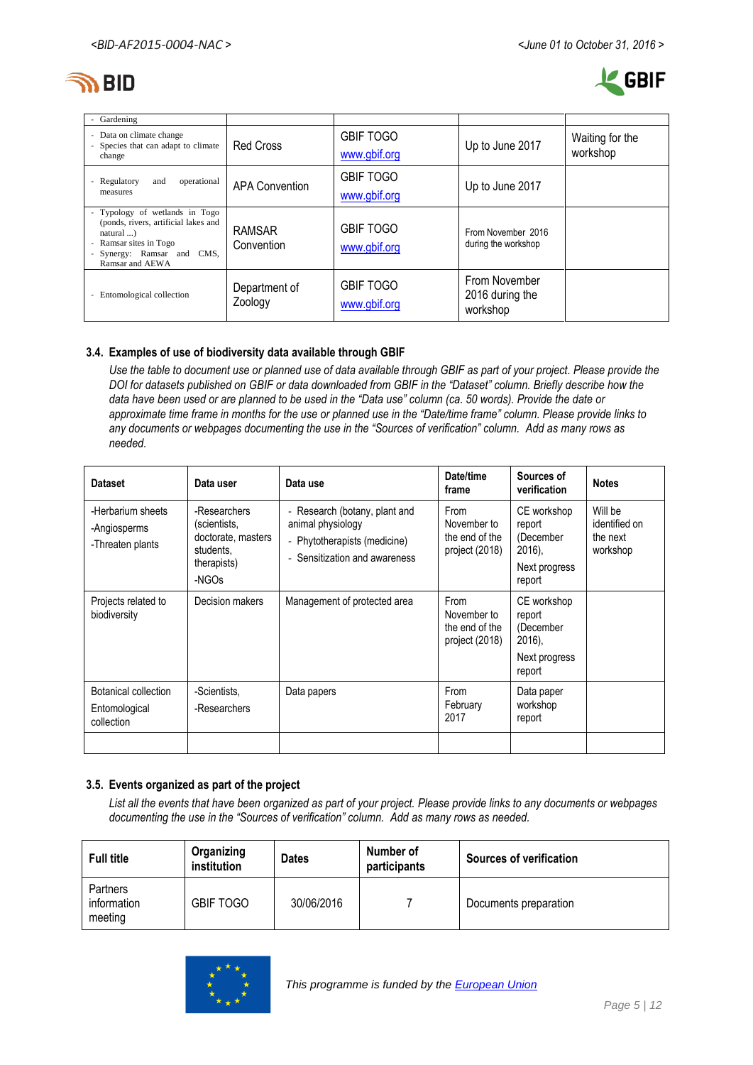| | | | | |
|---|---|---|---|---|
| - Gardening | | | | |
| - Data on climate change<br>- Species that can adapt to climate change | Red Cross | GBIF TOGO<br>www.gbif.org | Up to June 2017 | Waiting for the workshop |
| - Regulatory and operational measures | APA Convention | GBIF TOGO<br>www.gbif.org | Up to June 2017 | |
| - Typology of wetlands in Togo (ponds, rivers, artificial lakes and natural ...)<br>- Ramsar sites in Togo<br>- Synergy: Ramsar and CMS, Ramsar and AEWA | RAMSAR Convention | GBIF TOGO<br>www.gbif.org | From November 2016 during the workshop | |
| - Entomological collection | Department of Zoology | GBIF TOGO<br>www.gbif.org | From November 2016 during the workshop | |

### 3.4. Examples of use of biodiversity data available through GBIF

*Use the table to document use or planned use of data available through GBIF as part of your project. Please provide the DOI for datasets published on GBIF or data downloaded from GBIF in the "Dataset" column. Briefly describe how the data have been used or are planned to be used in the "Data use" column (ca. 50 words). Provide the date or approximate time frame in months for the use or planned use in the "Date/time frame" column. Please provide links to any documents or webpages documenting the use in the "Sources of verification" column. Add as many rows as needed.*

| Dataset | Data user | Data use | Date/time frame | Sources of verification | Notes |
|---|---|---|---|---|---|
| -Herbarium sheets<br>-Angiosperms<br>-Threaten plants | -Researchers (scientists, doctorate, masters students, therapists)<br>-NGOs | - Research (botany, plant and animal physiology<br>- Phytotherapists (medicine)<br>- Sensitization and awareness | From November to the end of the project (2018) | CE workshop report (December 2016),<br>Next progress report | Will be identified on the next workshop |
| Projects related to biodiversity | Decision makers | Management of protected area | From November to the end of the project (2018) | CE workshop report (December 2016),<br>Next progress report | |
| Botanical collection<br>Entomological collection | -Scientists,<br>-Researchers | Data papers | From February 2017 | Data paper workshop report | |
| | | | | | |

### 3.5. Events organized as part of the project

*List all the events that have been organized as part of your project. Please provide links to any documents or webpages documenting the use in the "Sources of verification" column. Add as many rows as needed.*

| Full title | Organizing institution | Dates | Number of participants | Sources of verification |
|---|---|---|---|---|
| Partners information meeting | GBIF TOGO | 30/06/2016 | 7 | Documents preparation |

*This programme is funded by the European Union*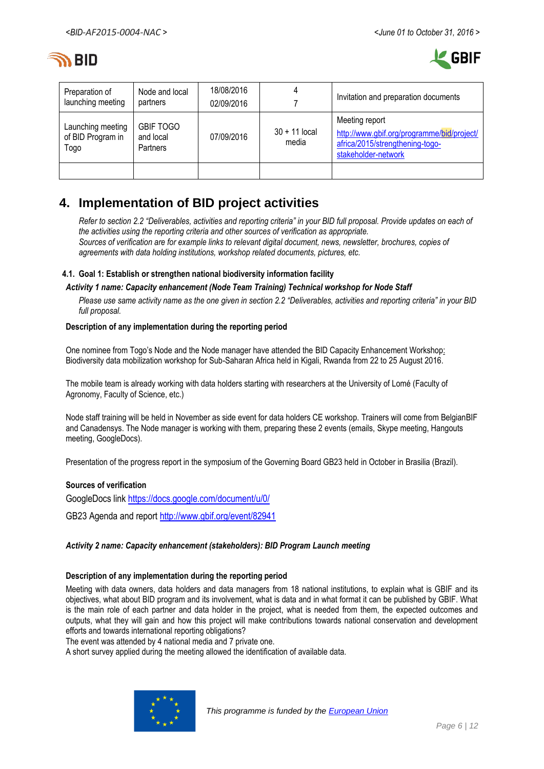| Preparation of launching meeting | Node and local partners | 18/08/2016<br>02/09/2016 | 4<br>7 | Invitation and preparation documents |
|---|---|---|---|---|
| Launching meeting of BID Program in Togo | GBIF TOGO and local Partners | 07/09/2016 | 30 + 11 local media | Meeting report<br>http://www.gbif.org/programme/bid/project/africa/2015/strengthening-togo-stakeholder-network |
| | | | | |

## 4. Implementation of BID project activities

*Refer to section 2.2 "Deliverables, activities and reporting criteria" in your BID full proposal. Provide updates on each of the activities using the reporting criteria and other sources of verification as appropriate.*
*Sources of verification are for example links to relevant digital document, news, newsletter, brochures, copies of agreements with data holding institutions, workshop related documents, pictures, etc.*

### 4.1. Goal 1: Establish or strengthen national biodiversity information facility

***Activity 1 name: Capacity enhancement (Node Team Training) Technical workshop for Node Staff***

*Please use same activity name as the one given in section 2.2 "Deliverables, activities and reporting criteria" in your BID full proposal.*

**Description of any implementation during the reporting period**

One nominee from Togo's Node and the Node manager have attended the BID Capacity Enhancement Workshop: Biodiversity data mobilization workshop for Sub-Saharan Africa held in Kigali, Rwanda from 22 to 25 August 2016.

The mobile team is already working with data holders starting with researchers at the University of Lomé (Faculty of Agronomy, Faculty of Science, etc.)

Node staff training will be held in November as side event for data holders CE workshop. Trainers will come from BelgianBIF and Canadensys. The Node manager is working with them, preparing these 2 events (emails, Skype meeting, Hangouts meeting, GoogleDocs).

Presentation of the progress report in the symposium of the Governing Board GB23 held in October in Brasilia (Brazil).

**Sources of verification**

GoogleDocs link https://docs.google.com/document/u/0/

GB23 Agenda and report http://www.gbif.org/event/82941

***Activity 2 name: Capacity enhancement (stakeholders): BID Program Launch meeting***

**Description of any implementation during the reporting period**

Meeting with data owners, data holders and data managers from 18 national institutions, to explain what is GBIF and its objectives, what about BID program and its involvement, what is data and in what format it can be published by GBIF. What is the main role of each partner and data holder in the project, what is needed from them, the expected outcomes and outputs, what they will gain and how this project will make contributions towards national conservation and development efforts and towards international reporting obligations?
The event was attended by 4 national media and 7 private one.
A short survey applied during the meeting allowed the identification of available data.

*This programme is funded by the European Union*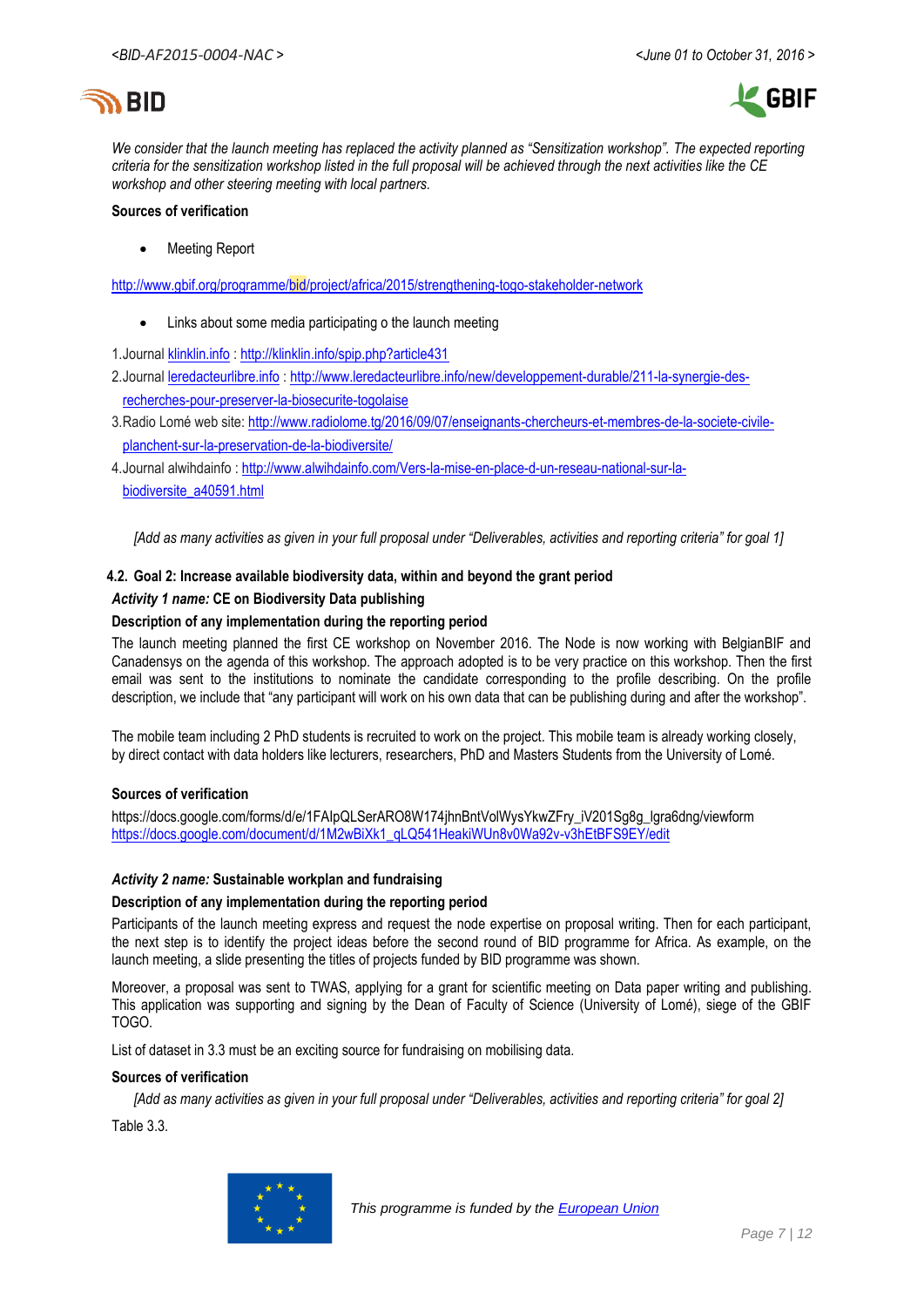*We consider that the launch meeting has replaced the activity planned as "Sensitization workshop". The expected reporting criteria for the sensitization workshop listed in the full proposal will be achieved through the next activities like the CE workshop and other steering meeting with local partners.*

**Sources of verification**

- Meeting Report

http://www.gbif.org/programme/bid/project/africa/2015/strengthening-togo-stakeholder-network

- Links about some media participating o the launch meeting

1. Journal klinklin.info : http://klinklin.info/spip.php?article431
2. Journal leredacteurlibre.info : http://www.leredacteurlibre.info/new/developpement-durable/211-la-synergie-des-recherches-pour-preserver-la-biosecurite-togolaise
3. Radio Lomé web site: http://www.radiolome.tg/2016/09/07/enseignants-chercheurs-et-membres-de-la-societe-civile-planchent-sur-la-preservation-de-la-biodiversite/
4. Journal alwihdainfo : http://www.alwihdainfo.com/Vers-la-mise-en-place-d-un-reseau-national-sur-la-biodiversite_a40591.html

*[Add as many activities as given in your full proposal under "Deliverables, activities and reporting criteria" for goal 1]*

### 4.2. Goal 2: Increase available biodiversity data, within and beyond the grant period

***Activity 1 name:*** **CE on Biodiversity Data publishing**

**Description of any implementation during the reporting period**

The launch meeting planned the first CE workshop on November 2016. The Node is now working with BelgianBIF and Canadensys on the agenda of this workshop. The approach adopted is to be very practice on this workshop. Then the first email was sent to the institutions to nominate the candidate corresponding to the profile describing. On the profile description, we include that "any participant will work on his own data that can be publishing during and after the workshop".

The mobile team including 2 PhD students is recruited to work on the project. This mobile team is already working closely, by direct contact with data holders like lecturers, researchers, PhD and Masters Students from the University of Lomé.

**Sources of verification**

https://docs.google.com/forms/d/e/1FAIpQLSerARO8W174jhnBntVolWysYkwZFry_iV201Sg8g_lgra6dng/viewform
https://docs.google.com/document/d/1M2wBiXk1_qLQ541HeakiWUn8v0Wa92v-v3hEtBFS9EY/edit

***Activity 2 name:*** **Sustainable workplan and fundraising**

**Description of any implementation during the reporting period**

Participants of the launch meeting express and request the node expertise on proposal writing. Then for each participant, the next step is to identify the project ideas before the second round of BID programme for Africa. As example, on the launch meeting, a slide presenting the titles of projects funded by BID programme was shown.

Moreover, a proposal was sent to TWAS, applying for a grant for scientific meeting on Data paper writing and publishing. This application was supporting and signing by the Dean of Faculty of Science (University of Lomé), siege of the GBIF TOGO.

List of dataset in 3.3 must be an exciting source for fundraising on mobilising data.

**Sources of verification**

*[Add as many activities as given in your full proposal under "Deliverables, activities and reporting criteria" for goal 2]*

Table 3.3.

*This programme is funded by the European Union*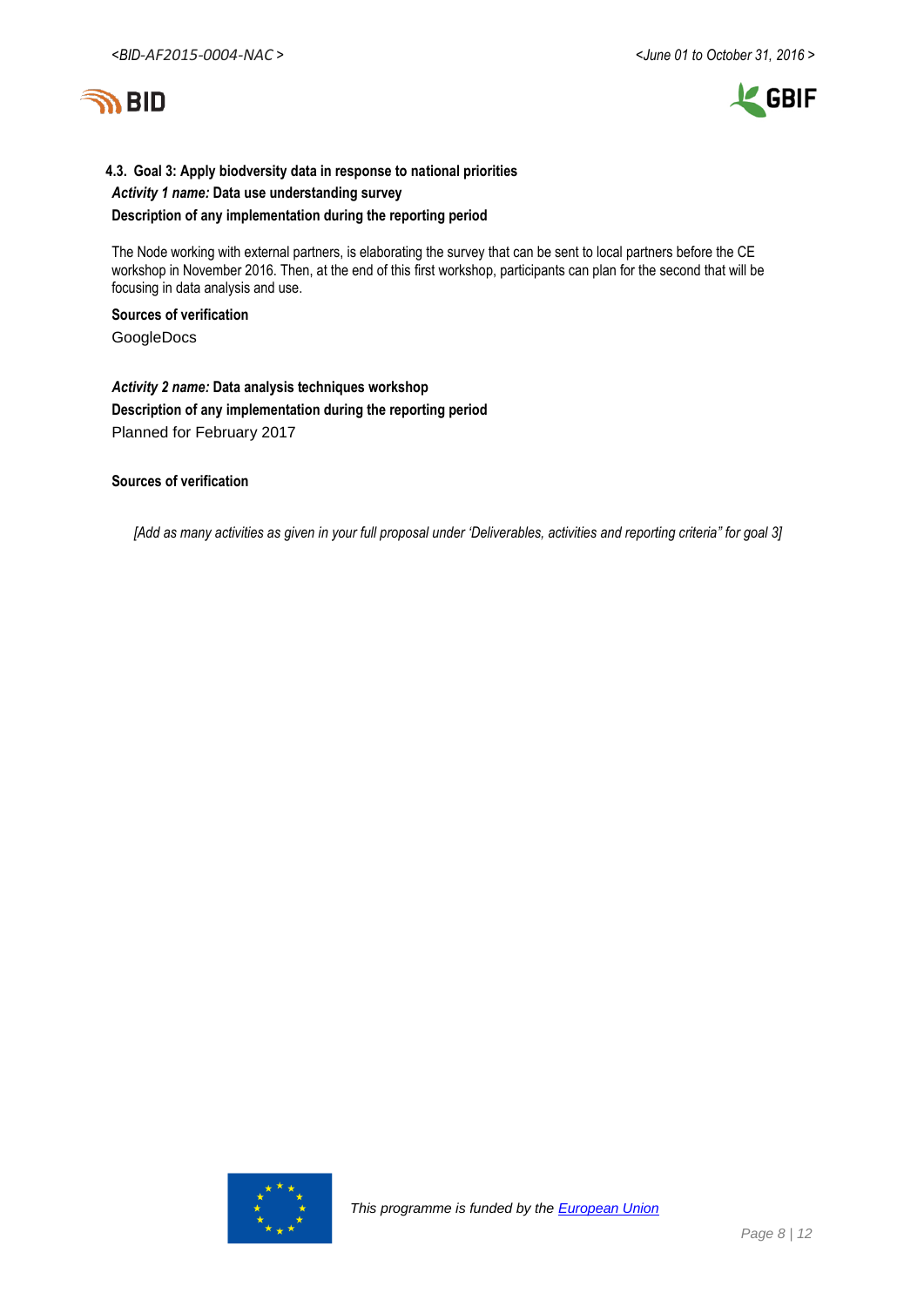### 4.3. Goal 3: Apply biodiversity data in response to national priorities

***Activity 1 name:*** **Data use understanding survey**

**Description of any implementation during the reporting period**

The Node working with external partners, is elaborating the survey that can be sent to local partners before the CE workshop in November 2016. Then, at the end of this first workshop, participants can plan for the second that will be focusing in data analysis and use.

**Sources of verification**

GoogleDocs

***Activity 2 name:*** **Data analysis techniques workshop**

**Description of any implementation during the reporting period**

Planned for February 2017

**Sources of verification**

*[Add as many activities as given in your full proposal under 'Deliverables, activities and reporting criteria" for goal 3]*

*This programme is funded by the European Union*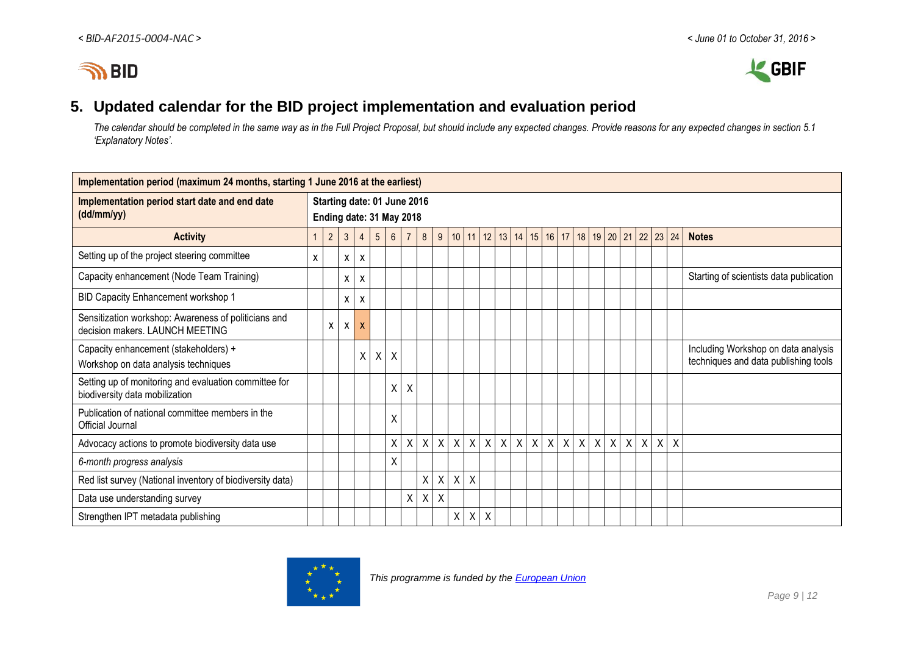## 5. Updated calendar for the BID project implementation and evaluation period

*The calendar should be completed in the same way as in the Full Project Proposal, but should include any expected changes. Provide reasons for any expected changes in section 5.1 'Explanatory Notes'.*

| Implementation period (maximum 24 months, starting 1 June 2016 at the earliest) | | | | | | | | | | | | | | | | | | | | | | | | | |
|---|---|---|---|---|---|---|---|---|---|---|---|---|---|---|---|---|---|---|---|---|---|---|---|---|---|
| **Implementation period start date and end date (dd/mm/yy)** | **Starting date: 01 June 2016**<br>**Ending date: 31 May 2018** | | | | | | | | | | | | | | | | | | | | | | | | |
| **Activity** | 1 | 2 | 3 | 4 | 5 | 6 | 7 | 8 | 9 | 10 | 11 | 12 | 13 | 14 | 15 | 16 | 17 | 18 | 19 | 20 | 21 | 22 | 23 | 24 | **Notes** |
| Setting up of the project steering committee | x | | x | x | | | | | | | | | | | | | | | | | | | | | |
| Capacity enhancement (Node Team Training) | | | x | x | | | | | | | | | | | | | | | | | | | | | Starting of scientists data publication |
| BID Capacity Enhancement workshop 1 | | | x | x | | | | | | | | | | | | | | | | | | | | | |
| Sensitization workshop: Awareness of politicians and decision makers. LAUNCH MEETING | | x | x | X | | | | | | | | | | | | | | | | | | | | | |
| Capacity enhancement (stakeholders) + Workshop on data analysis techniques | | | | X | X | X | | | | | | | | | | | | | | | | | | | Including Workshop on data analysis techniques and data publishing tools |
| Setting up of monitoring and evaluation committee for biodiversity data mobilization | | | | | | X | X | | | | | | | | | | | | | | | | | | |
| Publication of national committee members in the Official Journal | | | | | | X | | | | | | | | | | | | | | | | | | | |
| Advocacy actions to promote biodiversity data use | | | | | | X | X | X | X | X | X | X | X | X | X | X | X | X | X | X | X | X | X | X | |
| *6-month progress analysis* | | | | | | X | | | | | | | | | | | | | | | | | | | |
| Red list survey (National inventory of biodiversity data) | | | | | | | | X | X | X | X | | | | | | | | | | | | | | |
| Data use understanding survey | | | | | | | X | X | X | | | | | | | | | | | | | | | | |
| Strengthen IPT metadata publishing | | | | | | | | | | X | X | X | | | | | | | | | | | | | |

*This programme is funded by the European Union*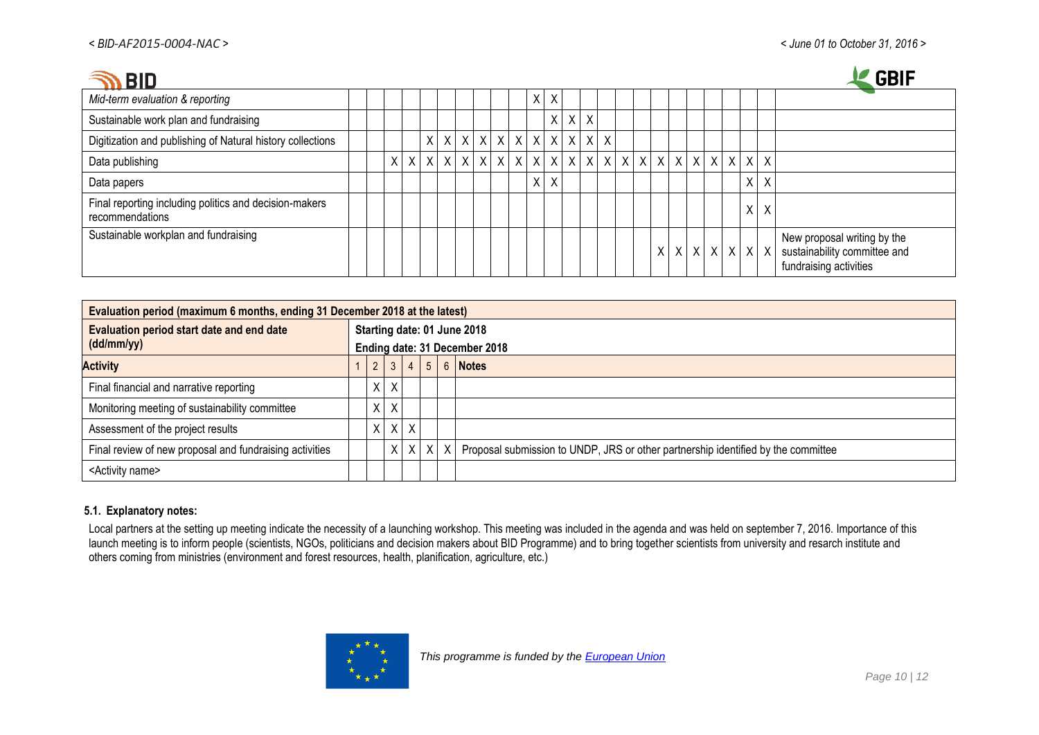| | | | | | | | | | | | | | | | | | | | | | | | | | |
|---|---|---|---|---|---|---|---|---|---|---|---|---|---|---|---|---|---|---|---|---|---|---|---|---|---|
| *Mid-term evaluation & reporting* | | | | | | | | | | X | X | | | | | | | | | | | | | | |
| Sustainable work plan and fundraising | | | | | | | | | | | X | X | X | | | | | | | | | | | | |
| Digitization and publishing of Natural history collections | | | | | X | X | X | X | X | X | X | X | X | X | X | | | | | | | | | | |
| Data publishing | | | X | X | X | X | X | X | X | X | X | X | X | X | X | X | X | X | X | X | X | X | X | X | |
| Data papers | | | | | | | | | | X | X | | | | | | | | | | | | X | X | |
| Final reporting including politics and decision-makers recommendations | | | | | | | | | | | | | | | | | | | | | | | X | X | |
| Sustainable workplan and fundraising | | | | | | | | | | | | | | | | | | X | X | X | X | X | X | X | New proposal writing by the sustainability committee and fundraising activities |

| **Evaluation period (maximum 6 months, ending 31 December 2018 at the latest)** | | | | | | | |
|---|---|---|---|---|---|---|---|
| **Evaluation period start date and end date (dd/mm/yy)** | **Starting date: 01 June 2018**<br>**Ending date: 31 December 2018** | | | | | | |
| **Activity** | 1 | 2 | 3 | 4 | 5 | 6 | **Notes** |
| Final financial and narrative reporting | | X | X | | | | |
| Monitoring meeting of sustainability committee | | X | X | | | | |
| Assessment of the project results | | X | X | X | | | |
| Final review of new proposal and fundraising activities | | | X | X | X | X | Proposal submission to UNDP, JRS or other partnership identified by the committee |
| <Activity name> | | | | | | | |

### 5.1. Explanatory notes:

Local partners at the setting up meeting indicate the necessity of a launching workshop. This meeting was included in the agenda and was held on september 7, 2016. Importance of this launch meeting is to inform people (scientists, NGOs, politicians and decision makers about BID Programme) and to bring together scientists from university and resarch institute and others coming from ministries (environment and forest resources, health, planification, agriculture, etc.)

*This programme is funded by the European Union*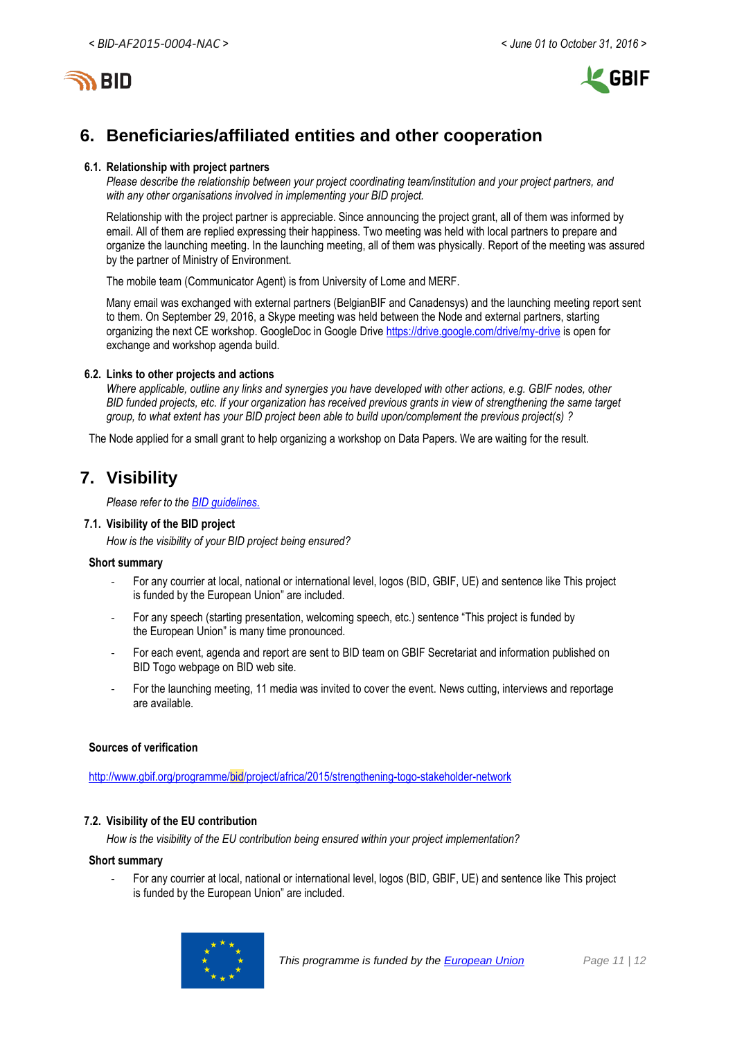## 6. Beneficiaries/affiliated entities and other cooperation

### 6.1. Relationship with project partners

*Please describe the relationship between your project coordinating team/institution and your project partners, and with any other organisations involved in implementing your BID project.*

Relationship with the project partner is appreciable. Since announcing the project grant, all of them was informed by email. All of them are replied expressing their happiness. Two meeting was held with local partners to prepare and organize the launching meeting. In the launching meeting, all of them was physically. Report of the meeting was assured by the partner of Ministry of Environment.

The mobile team (Communicator Agent) is from University of Lome and MERF.

Many email was exchanged with external partners (BelgianBIF and Canadensys) and the launching meeting report sent to them. On September 29, 2016, a Skype meeting was held between the Node and external partners, starting organizing the next CE workshop. GoogleDoc in Google Drive https://drive.google.com/drive/my-drive is open for exchange and workshop agenda build.

### 6.2. Links to other projects and actions

*Where applicable, outline any links and synergies you have developed with other actions, e.g. GBIF nodes, other BID funded projects, etc. If your organization has received previous grants in view of strengthening the same target group, to what extent has your BID project been able to build upon/complement the previous project(s) ?*

The Node applied for a small grant to help organizing a workshop on Data Papers. We are waiting for the result.

## 7. Visibility

*Please refer to the BID guidelines.*

### 7.1. Visibility of the BID project

*How is the visibility of your BID project being ensured?*

**Short summary**

- For any courrier at local, national or international level, logos (BID, GBIF, UE) and sentence like This project is funded by the European Union" are included.
- For any speech (starting presentation, welcoming speech, etc.) sentence "This project is funded by the European Union" is many time pronounced.
- For each event, agenda and report are sent to BID team on GBIF Secretariat and information published on BID Togo webpage on BID web site.
- For the launching meeting, 11 media was invited to cover the event. News cutting, interviews and reportage are available.

**Sources of verification**

http://www.gbif.org/programme/bid/project/africa/2015/strengthening-togo-stakeholder-network

### 7.2. Visibility of the EU contribution

*How is the visibility of the EU contribution being ensured within your project implementation?*

**Short summary**

- For any courrier at local, national or international level, logos (BID, GBIF, UE) and sentence like This project is funded by the European Union" are included.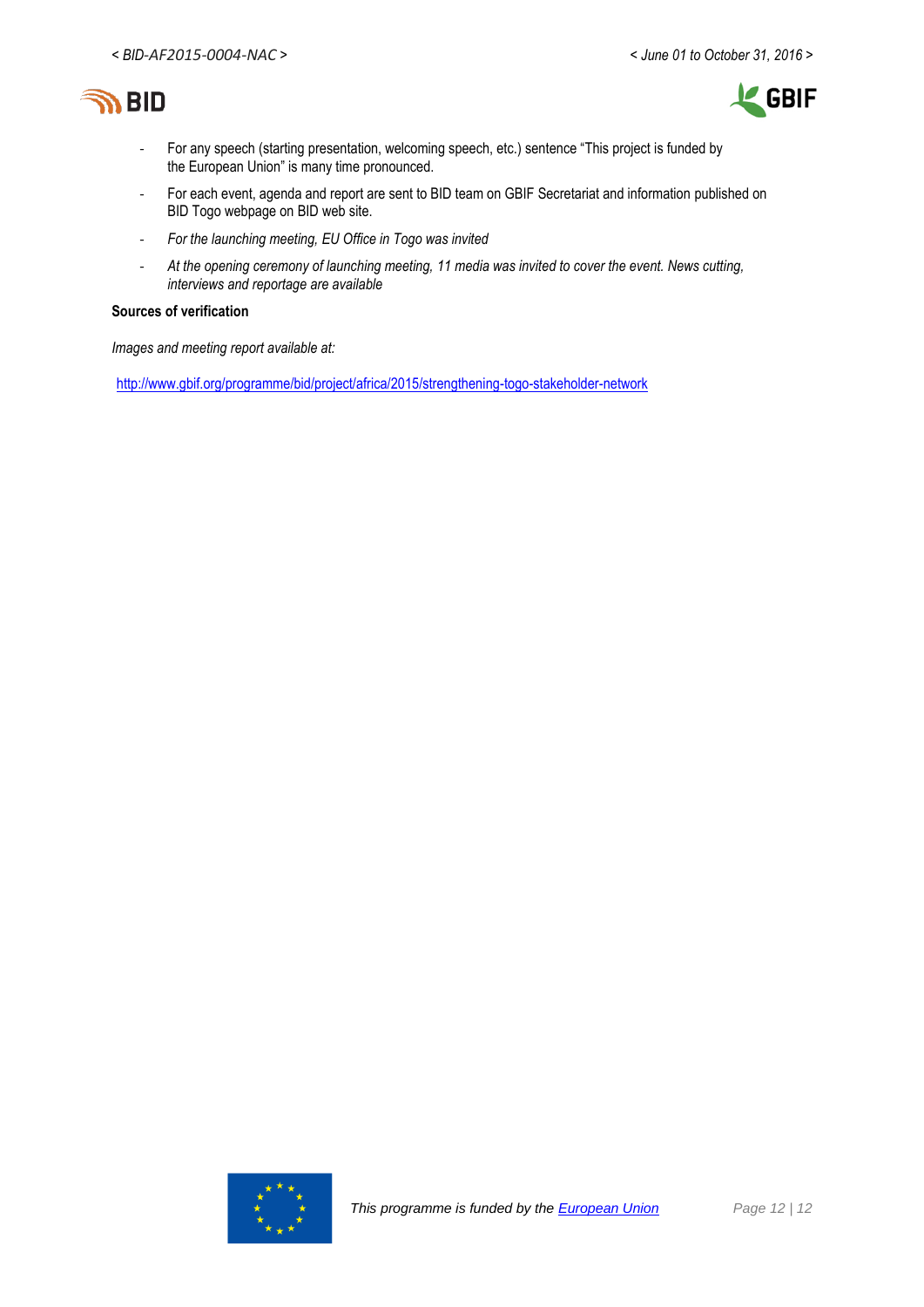- For any speech (starting presentation, welcoming speech, etc.) sentence "This project is funded by the European Union" is many time pronounced.
- For each event, agenda and report are sent to BID team on GBIF Secretariat and information published on BID Togo webpage on BID web site.
- *For the launching meeting, EU Office in Togo was invited*
- *At the opening ceremony of launching meeting, 11 media was invited to cover the event. News cutting, interviews and reportage are available*

**Sources of verification**

*Images and meeting report available at:*

http://www.gbif.org/programme/bid/project/africa/2015/strengthening-togo-stakeholder-network